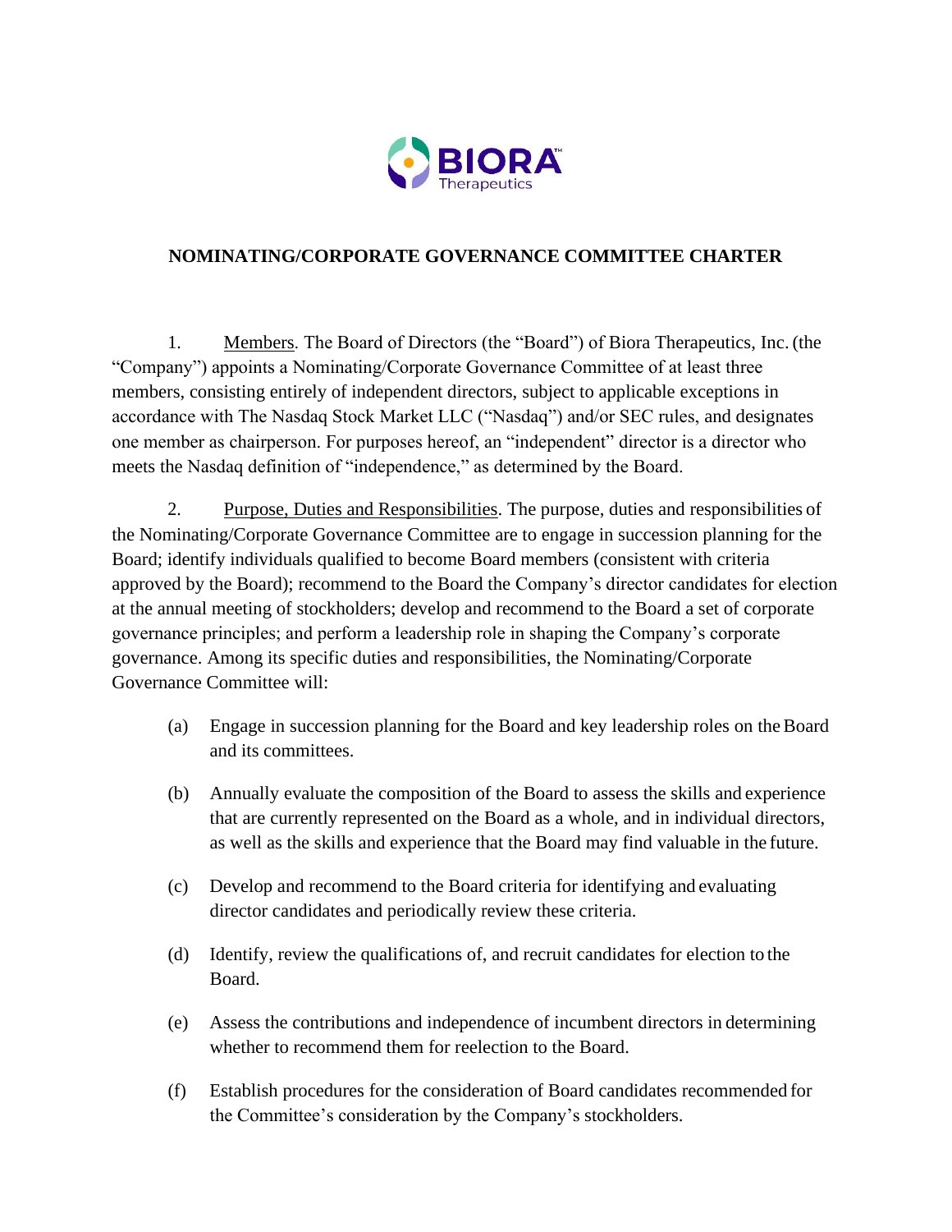# NOMINATING/CORPORATE GOVERNANCE COMMITTEE CHARTER

1. Members. The Board of Directors (the "Board") of Biora Therapeutics, Inc. (the "Company") appoints a Nominating/Corporate Governance Committee of at least three members, consisting entirely of independent directors, subject to applicable exceptions in accordance with The Nasdaq Stock Market LLC ("Nasdaq") and/or SEC rules, and designates one member as chairperson. For purposes hereof, an "independent" director is a director who meets the Nasdaq definition of "independence," as determined by the Board.

2. Purpose, Duties and Responsibilities. The purpose, duties and responsibilities of the Nominating/Corporate Governance Committee are to engage in succession planning for the Board; identify individuals qualified to become Board members (consistent with criteria approved by the Board); recommend to the Board the Company's director candidates for election at the annual meeting of stockholders; develop and recommend to the Board a set of corporate governance principles; and perform a leadership role in shaping the Company's corporate governance. Among its specific duties and responsibilities, the Nominating/Corporate Governance Committee will:

(a) Engage in succession planning for the Board and key leadership roles on the Board and its committees.

(b) Annually evaluate the composition of the Board to assess the skills and experience that are currently represented on the Board as a whole, and in individual directors, as well as the skills and experience that the Board may find valuable in the future.

(c) Develop and recommend to the Board criteria for identifying and evaluating director candidates and periodically review these criteria.

(d) Identify, review the qualifications of, and recruit candidates for election to the Board.

(e) Assess the contributions and independence of incumbent directors in determining whether to recommend them for reelection to the Board.

(f) Establish procedures for the consideration of Board candidates recommended for the Committee's consideration by the Company's stockholders.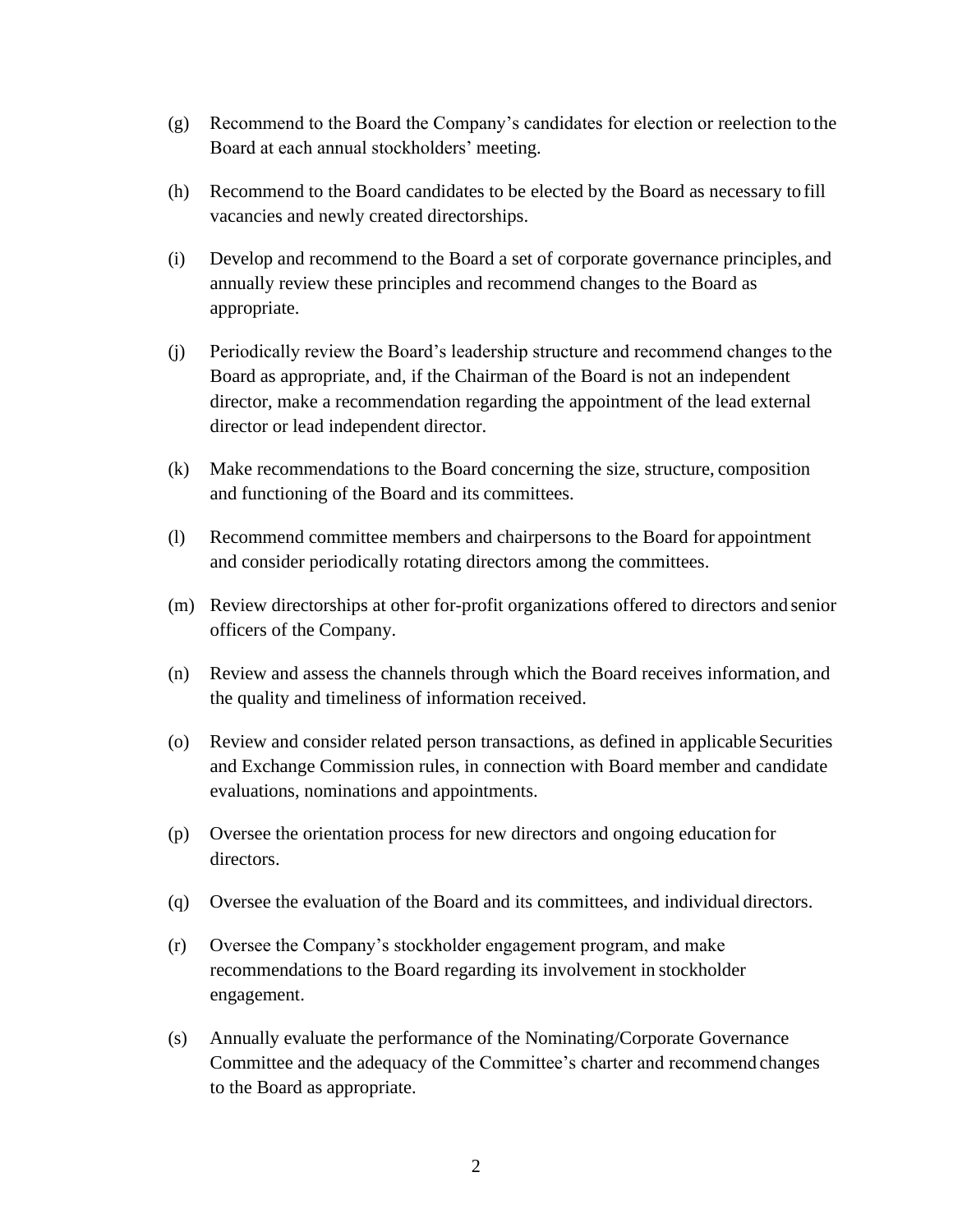(g) Recommend to the Board the Company's candidates for election or reelection to the Board at each annual stockholders' meeting.

(h) Recommend to the Board candidates to be elected by the Board as necessary to fill vacancies and newly created directorships.

(i) Develop and recommend to the Board a set of corporate governance principles, and annually review these principles and recommend changes to the Board as appropriate.

(j) Periodically review the Board's leadership structure and recommend changes to the Board as appropriate, and, if the Chairman of the Board is not an independent director, make a recommendation regarding the appointment of the lead external director or lead independent director.

(k) Make recommendations to the Board concerning the size, structure, composition and functioning of the Board and its committees.

(l) Recommend committee members and chairpersons to the Board for appointment and consider periodically rotating directors among the committees.

(m) Review directorships at other for-profit organizations offered to directors and senior officers of the Company.

(n) Review and assess the channels through which the Board receives information, and the quality and timeliness of information received.

(o) Review and consider related person transactions, as defined in applicable Securities and Exchange Commission rules, in connection with Board member and candidate evaluations, nominations and appointments.

(p) Oversee the orientation process for new directors and ongoing education for directors.

(q) Oversee the evaluation of the Board and its committees, and individual directors.

(r) Oversee the Company's stockholder engagement program, and make recommendations to the Board regarding its involvement in stockholder engagement.

(s) Annually evaluate the performance of the Nominating/Corporate Governance Committee and the adequacy of the Committee's charter and recommend changes to the Board as appropriate.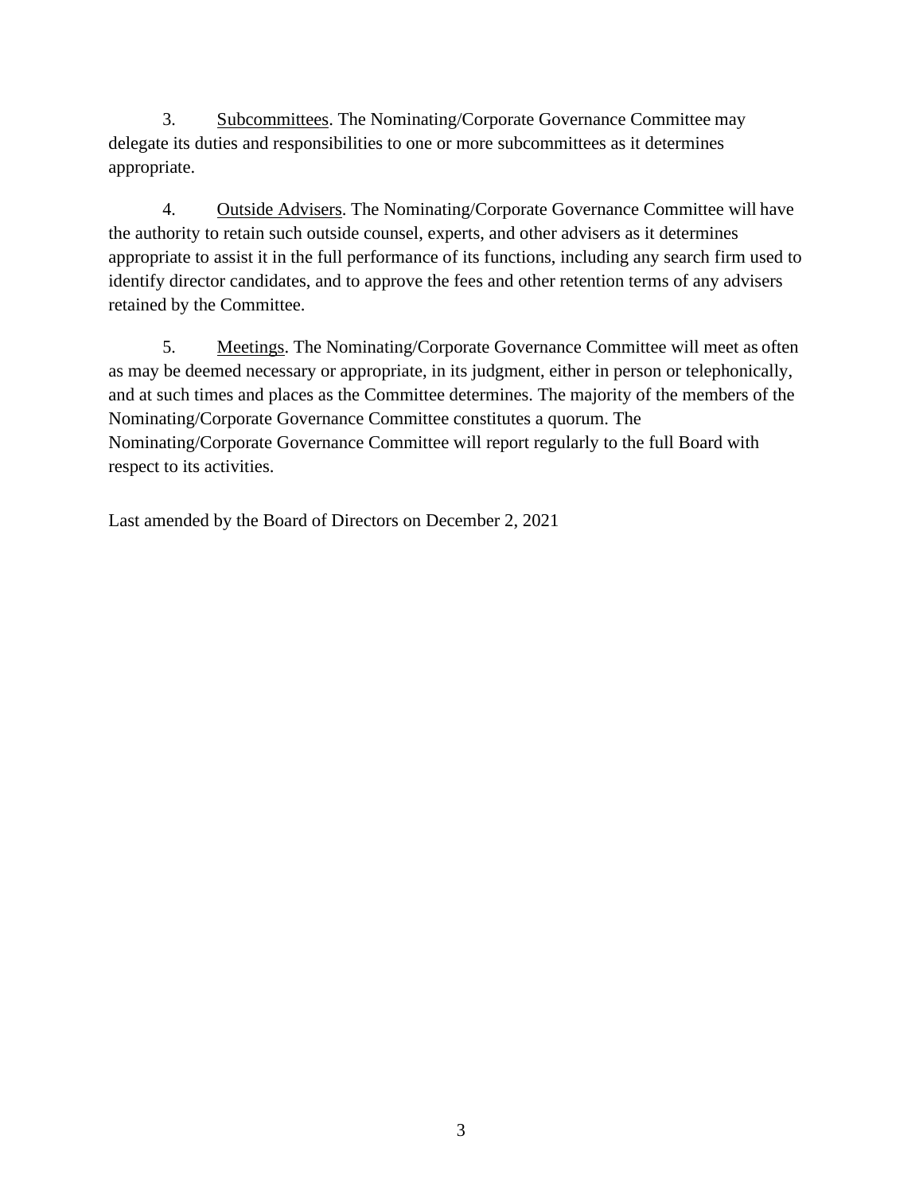3. <u>Subcommittees</u>. The Nominating/Corporate Governance Committee may delegate its duties and responsibilities to one or more subcommittees as it determines appropriate.

4. <u>Outside Advisers</u>. The Nominating/Corporate Governance Committee will have the authority to retain such outside counsel, experts, and other advisers as it determines appropriate to assist it in the full performance of its functions, including any search firm used to identify director candidates, and to approve the fees and other retention terms of any advisers retained by the Committee.

5. <u>Meetings</u>. The Nominating/Corporate Governance Committee will meet as often as may be deemed necessary or appropriate, in its judgment, either in person or telephonically, and at such times and places as the Committee determines. The majority of the members of the Nominating/Corporate Governance Committee constitutes a quorum. The Nominating/Corporate Governance Committee will report regularly to the full Board with respect to its activities.

Last amended by the Board of Directors on December 2, 2021